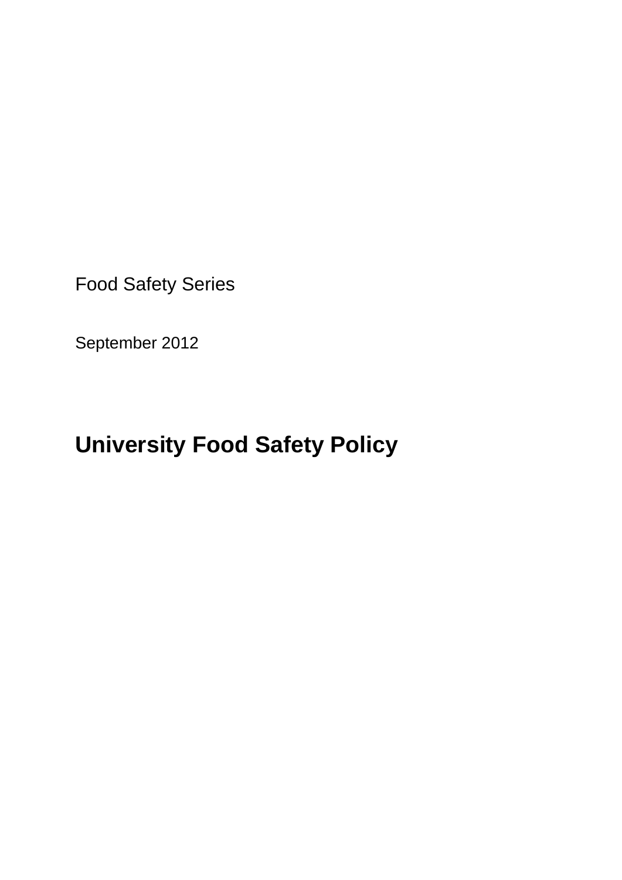Food Safety Series

September 2012

# University Food Safety Policy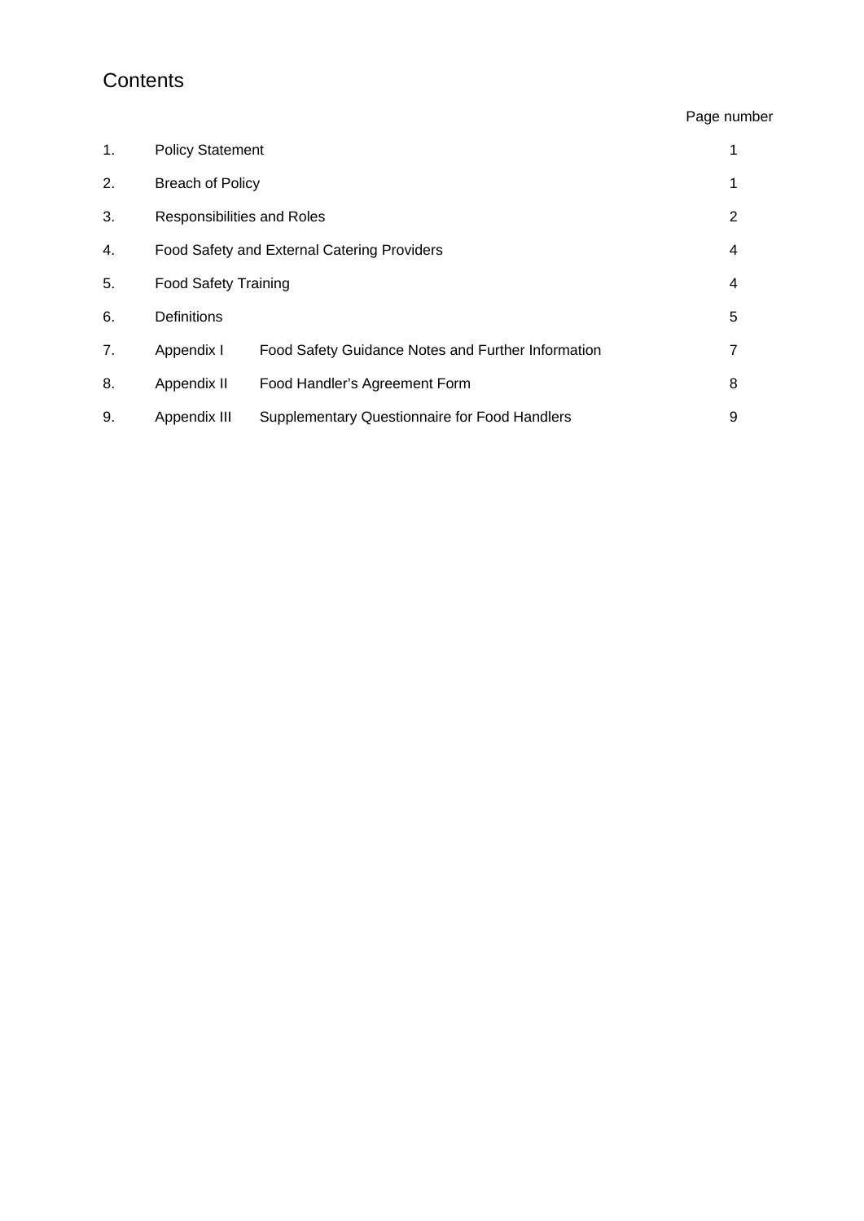# Contents

| | | | Page number |
|---|---|---|---|
| 1. | Policy Statement | | 1 |
| 2. | Breach of Policy | | 1 |
| 3. | Responsibilities and Roles | | 2 |
| 4. | Food Safety and External Catering Providers | | 4 |
| 5. | Food Safety Training | | 4 |
| 6. | Definitions | | 5 |
| 7. | Appendix I | Food Safety Guidance Notes and Further Information | 7 |
| 8. | Appendix II | Food Handler's Agreement Form | 8 |
| 9. | Appendix III | Supplementary Questionnaire for Food Handlers | 9 |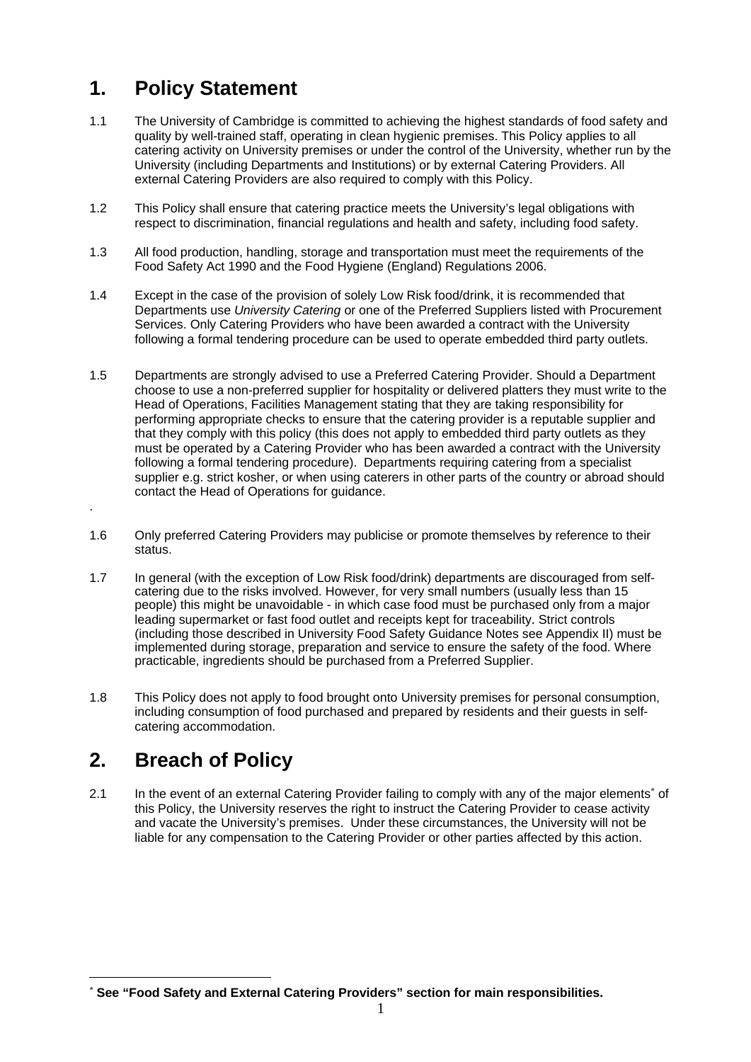# 1. Policy Statement

1.1 The University of Cambridge is committed to achieving the highest standards of food safety and quality by well-trained staff, operating in clean hygienic premises. This Policy applies to all catering activity on University premises or under the control of the University, whether run by the University (including Departments and Institutions) or by external Catering Providers. All external Catering Providers are also required to comply with this Policy.

1.2 This Policy shall ensure that catering practice meets the University's legal obligations with respect to discrimination, financial regulations and health and safety, including food safety.

1.3 All food production, handling, storage and transportation must meet the requirements of the Food Safety Act 1990 and the Food Hygiene (England) Regulations 2006.

1.4 Except in the case of the provision of solely Low Risk food/drink, it is recommended that Departments use *University Catering* or one of the Preferred Suppliers listed with Procurement Services. Only Catering Providers who have been awarded a contract with the University following a formal tendering procedure can be used to operate embedded third party outlets.

1.5 Departments are strongly advised to use a Preferred Catering Provider. Should a Department choose to use a non-preferred supplier for hospitality or delivered platters they must write to the Head of Operations, Facilities Management stating that they are taking responsibility for performing appropriate checks to ensure that the catering provider is a reputable supplier and that they comply with this policy (this does not apply to embedded third party outlets as they must be operated by a Catering Provider who has been awarded a contract with the University following a formal tendering procedure). Departments requiring catering from a specialist supplier e.g. strict kosher, or when using caterers in other parts of the country or abroad should contact the Head of Operations for guidance.

1.6 Only preferred Catering Providers may publicise or promote themselves by reference to their status.

1.7 In general (with the exception of Low Risk food/drink) departments are discouraged from self-catering due to the risks involved. However, for very small numbers (usually less than 15 people) this might be unavoidable - in which case food must be purchased only from a major leading supermarket or fast food outlet and receipts kept for traceability. Strict controls (including those described in University Food Safety Guidance Notes see Appendix II) must be implemented during storage, preparation and service to ensure the safety of the food. Where practicable, ingredients should be purchased from a Preferred Supplier.

1.8 This Policy does not apply to food brought onto University premises for personal consumption, including consumption of food purchased and prepared by residents and their guests in self-catering accommodation.

# 2. Breach of Policy

2.1 In the event of an external Catering Provider failing to comply with any of the major elements* of this Policy, the University reserves the right to instruct the Catering Provider to cease activity and vacate the University's premises. Under these circumstances, the University will not be liable for any compensation to the Catering Provider or other parties affected by this action.

---

* **See "Food Safety and External Catering Providers" section for main responsibilities.**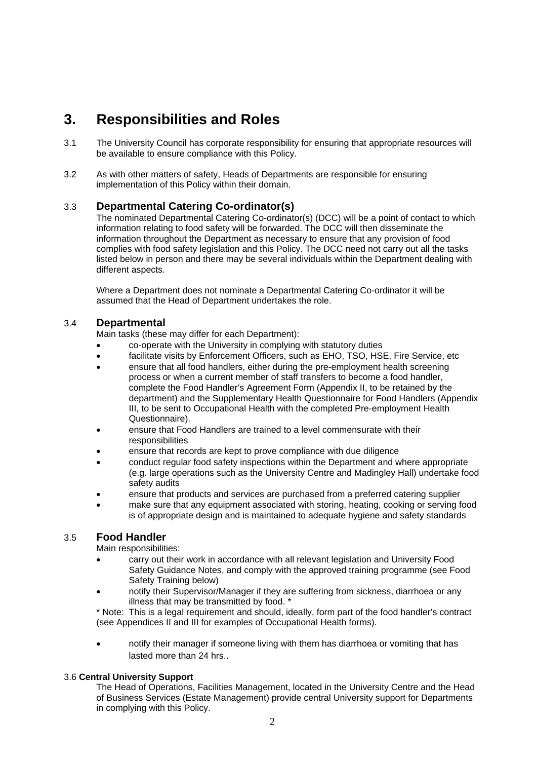# 3. Responsibilities and Roles

3.1 The University Council has corporate responsibility for ensuring that appropriate resources will be available to ensure compliance with this Policy.

3.2 As with other matters of safety, Heads of Departments are responsible for ensuring implementation of this Policy within their domain.

### 3.3 Departmental Catering Co-ordinator(s)

The nominated Departmental Catering Co-ordinator(s) (DCC) will be a point of contact to which information relating to food safety will be forwarded. The DCC will then disseminate the information throughout the Department as necessary to ensure that any provision of food complies with food safety legislation and this Policy. The DCC need not carry out all the tasks listed below in person and there may be several individuals within the Department dealing with different aspects.

Where a Department does not nominate a Departmental Catering Co-ordinator it will be assumed that the Head of Department undertakes the role.

### 3.4 Departmental

Main tasks (these may differ for each Department):

- co-operate with the University in complying with statutory duties
- facilitate visits by Enforcement Officers, such as EHO, TSO, HSE, Fire Service, etc
- ensure that all food handlers, either during the pre-employment health screening process or when a current member of staff transfers to become a food handler, complete the Food Handler's Agreement Form (Appendix II, to be retained by the department) and the Supplementary Health Questionnaire for Food Handlers (Appendix III, to be sent to Occupational Health with the completed Pre-employment Health Questionnaire).
- ensure that Food Handlers are trained to a level commensurate with their responsibilities
- ensure that records are kept to prove compliance with due diligence
- conduct regular food safety inspections within the Department and where appropriate (e.g. large operations such as the University Centre and Madingley Hall) undertake food safety audits
- ensure that products and services are purchased from a preferred catering supplier
- make sure that any equipment associated with storing, heating, cooking or serving food is of appropriate design and is maintained to adequate hygiene and safety standards

### 3.5 Food Handler

Main responsibilities:

- carry out their work in accordance with all relevant legislation and University Food Safety Guidance Notes, and comply with the approved training programme (see Food Safety Training below)
- notify their Supervisor/Manager if they are suffering from sickness, diarrhoea or any illness that may be transmitted by food. *

* Note: This is a legal requirement and should, ideally, form part of the food handler's contract (see Appendices II and III for examples of Occupational Health forms).

- notify their manager if someone living with them has diarrhoea or vomiting that has lasted more than 24 hrs..

### 3.6 Central University Support

The Head of Operations, Facilities Management, located in the University Centre and the Head of Business Services (Estate Management) provide central University support for Departments in complying with this Policy.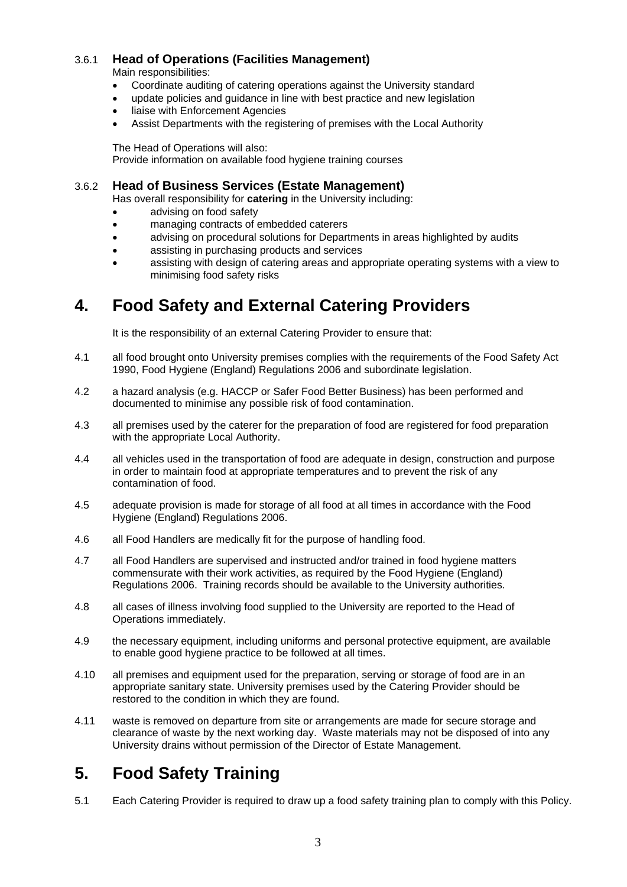#### 3.6.1 Head of Operations (Facilities Management)

Main responsibilities:

- Coordinate auditing of catering operations against the University standard
- update policies and guidance in line with best practice and new legislation
- liaise with Enforcement Agencies
- Assist Departments with the registering of premises with the Local Authority

The Head of Operations will also:
Provide information on available food hygiene training courses

#### 3.6.2 Head of Business Services (Estate Management)

Has overall responsibility for **catering** in the University including:

- advising on food safety
- managing contracts of embedded caterers
- advising on procedural solutions for Departments in areas highlighted by audits
- assisting in purchasing products and services
- assisting with design of catering areas and appropriate operating systems with a view to minimising food safety risks

# 4. Food Safety and External Catering Providers

It is the responsibility of an external Catering Provider to ensure that:

4.1 all food brought onto University premises complies with the requirements of the Food Safety Act 1990, Food Hygiene (England) Regulations 2006 and subordinate legislation.

4.2 a hazard analysis (e.g. HACCP or Safer Food Better Business) has been performed and documented to minimise any possible risk of food contamination.

4.3 all premises used by the caterer for the preparation of food are registered for food preparation with the appropriate Local Authority.

4.4 all vehicles used in the transportation of food are adequate in design, construction and purpose in order to maintain food at appropriate temperatures and to prevent the risk of any contamination of food.

4.5 adequate provision is made for storage of all food at all times in accordance with the Food Hygiene (England) Regulations 2006.

4.6 all Food Handlers are medically fit for the purpose of handling food.

4.7 all Food Handlers are supervised and instructed and/or trained in food hygiene matters commensurate with their work activities, as required by the Food Hygiene (England) Regulations 2006. Training records should be available to the University authorities.

4.8 all cases of illness involving food supplied to the University are reported to the Head of Operations immediately.

4.9 the necessary equipment, including uniforms and personal protective equipment, are available to enable good hygiene practice to be followed at all times.

4.10 all premises and equipment used for the preparation, serving or storage of food are in an appropriate sanitary state. University premises used by the Catering Provider should be restored to the condition in which they are found.

4.11 waste is removed on departure from site or arrangements are made for secure storage and clearance of waste by the next working day. Waste materials may not be disposed of into any University drains without permission of the Director of Estate Management.

# 5. Food Safety Training

5.1 Each Catering Provider is required to draw up a food safety training plan to comply with this Policy.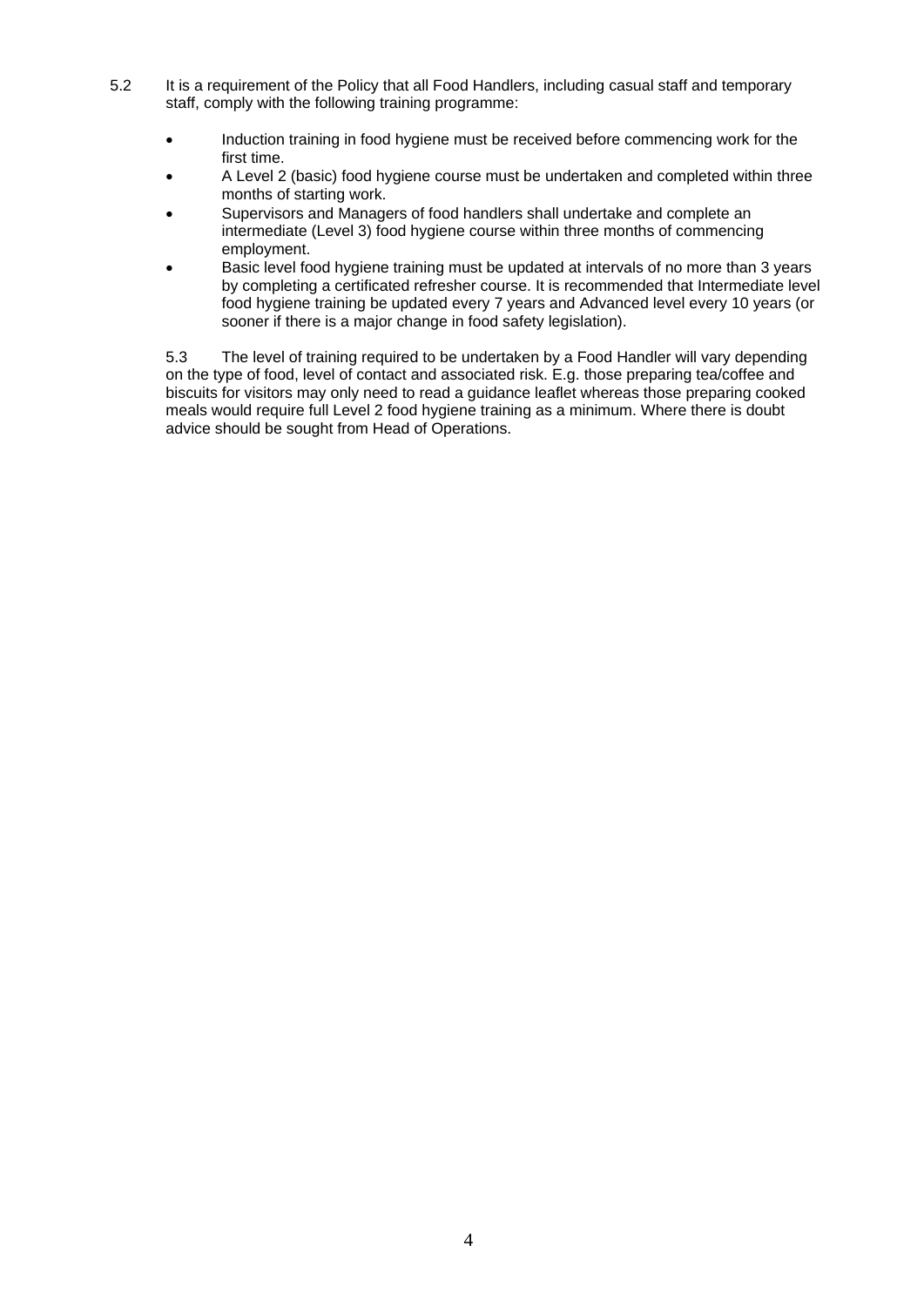5.2 It is a requirement of the Policy that all Food Handlers, including casual staff and temporary staff, comply with the following training programme:

- Induction training in food hygiene must be received before commencing work for the first time.
- A Level 2 (basic) food hygiene course must be undertaken and completed within three months of starting work.
- Supervisors and Managers of food handlers shall undertake and complete an intermediate (Level 3) food hygiene course within three months of commencing employment.
- Basic level food hygiene training must be updated at intervals of no more than 3 years by completing a certificated refresher course. It is recommended that Intermediate level food hygiene training be updated every 7 years and Advanced level every 10 years (or sooner if there is a major change in food safety legislation).

5.3 The level of training required to be undertaken by a Food Handler will vary depending on the type of food, level of contact and associated risk. E.g. those preparing tea/coffee and biscuits for visitors may only need to read a guidance leaflet whereas those preparing cooked meals would require full Level 2 food hygiene training as a minimum. Where there is doubt advice should be sought from Head of Operations.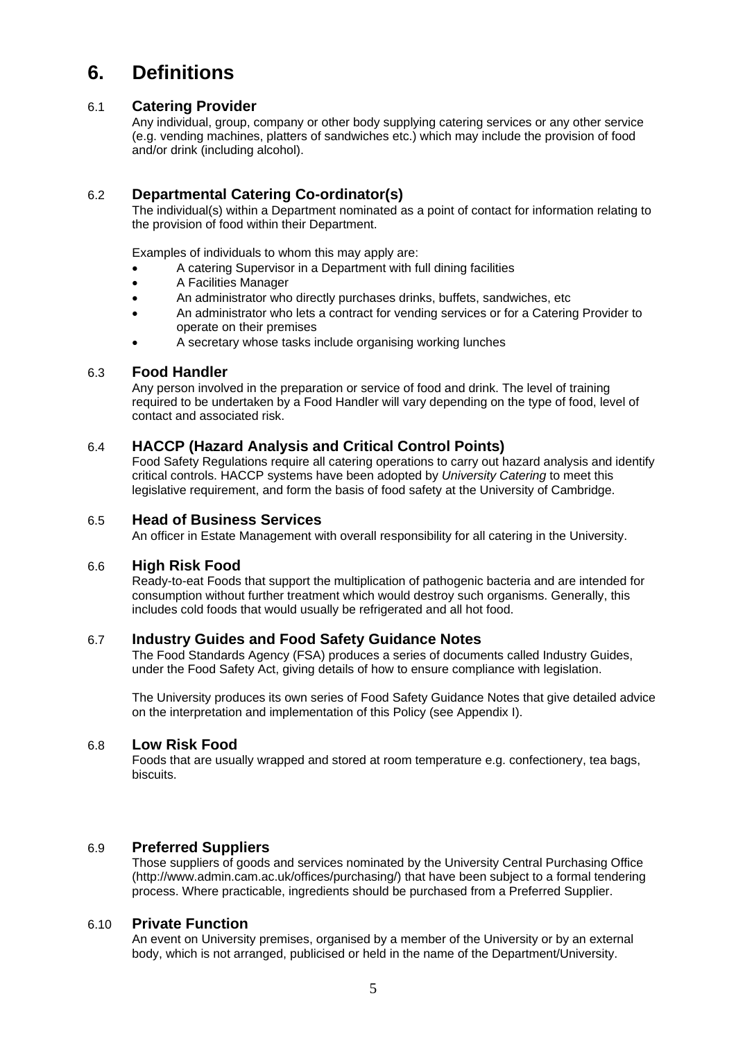# 6. Definitions

### 6.1 Catering Provider

Any individual, group, company or other body supplying catering services or any other service (e.g. vending machines, platters of sandwiches etc.) which may include the provision of food and/or drink (including alcohol).

### 6.2 Departmental Catering Co-ordinator(s)

The individual(s) within a Department nominated as a point of contact for information relating to the provision of food within their Department.

Examples of individuals to whom this may apply are:

- A catering Supervisor in a Department with full dining facilities
- A Facilities Manager
- An administrator who directly purchases drinks, buffets, sandwiches, etc
- An administrator who lets a contract for vending services or for a Catering Provider to operate on their premises
- A secretary whose tasks include organising working lunches

### 6.3 Food Handler

Any person involved in the preparation or service of food and drink. The level of training required to be undertaken by a Food Handler will vary depending on the type of food, level of contact and associated risk.

### 6.4 HACCP (Hazard Analysis and Critical Control Points)

Food Safety Regulations require all catering operations to carry out hazard analysis and identify critical controls. HACCP systems have been adopted by *University Catering* to meet this legislative requirement, and form the basis of food safety at the University of Cambridge.

### 6.5 Head of Business Services

An officer in Estate Management with overall responsibility for all catering in the University.

### 6.6 High Risk Food

Ready-to-eat Foods that support the multiplication of pathogenic bacteria and are intended for consumption without further treatment which would destroy such organisms. Generally, this includes cold foods that would usually be refrigerated and all hot food.

### 6.7 Industry Guides and Food Safety Guidance Notes

The Food Standards Agency (FSA) produces a series of documents called Industry Guides, under the Food Safety Act, giving details of how to ensure compliance with legislation.

The University produces its own series of Food Safety Guidance Notes that give detailed advice on the interpretation and implementation of this Policy (see Appendix I).

### 6.8 Low Risk Food

Foods that are usually wrapped and stored at room temperature e.g. confectionery, tea bags, biscuits.

### 6.9 Preferred Suppliers

Those suppliers of goods and services nominated by the University Central Purchasing Office (http://www.admin.cam.ac.uk/offices/purchasing/) that have been subject to a formal tendering process. Where practicable, ingredients should be purchased from a Preferred Supplier.

### 6.10 Private Function

An event on University premises, organised by a member of the University or by an external body, which is not arranged, publicised or held in the name of the Department/University.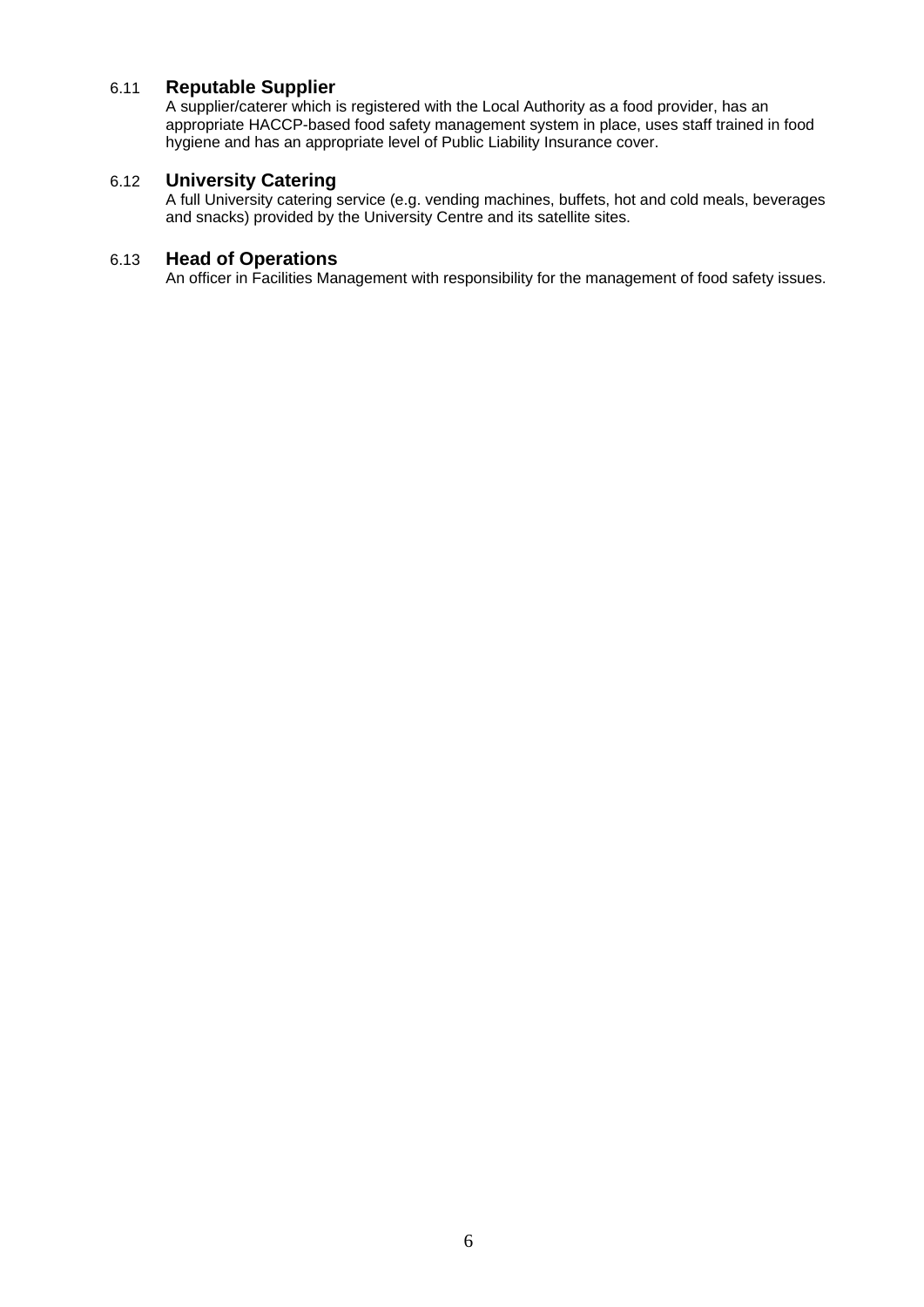### 6.11 Reputable Supplier

A supplier/caterer which is registered with the Local Authority as a food provider, has an appropriate HACCP-based food safety management system in place, uses staff trained in food hygiene and has an appropriate level of Public Liability Insurance cover.

### 6.12 University Catering

A full University catering service (e.g. vending machines, buffets, hot and cold meals, beverages and snacks) provided by the University Centre and its satellite sites.

### 6.13 Head of Operations

An officer in Facilities Management with responsibility for the management of food safety issues.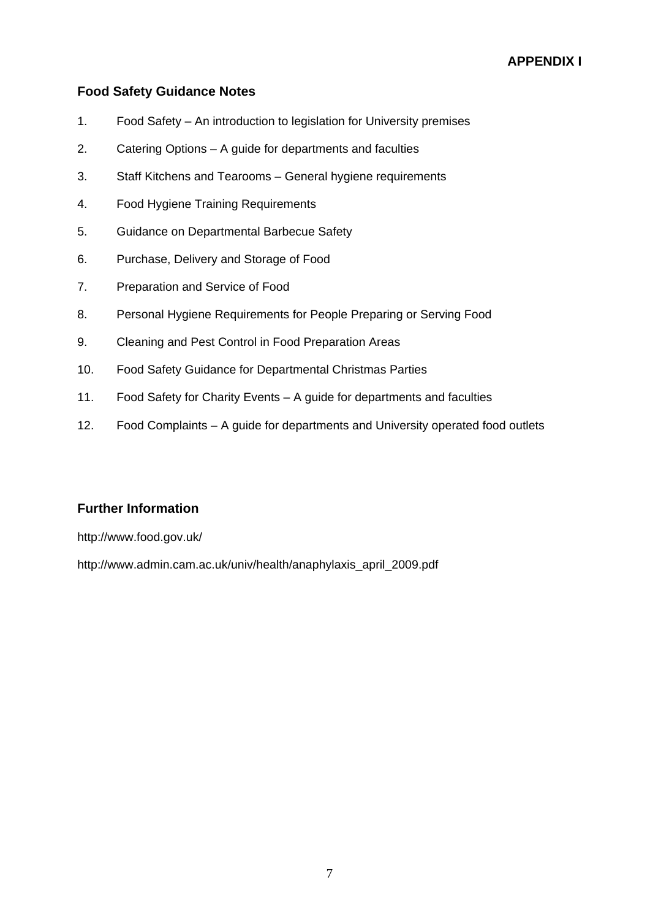**APPENDIX I**

## Food Safety Guidance Notes

1. Food Safety – An introduction to legislation for University premises
2. Catering Options – A guide for departments and faculties
3. Staff Kitchens and Tearooms – General hygiene requirements
4. Food Hygiene Training Requirements
5. Guidance on Departmental Barbecue Safety
6. Purchase, Delivery and Storage of Food
7. Preparation and Service of Food
8. Personal Hygiene Requirements for People Preparing or Serving Food
9. Cleaning and Pest Control in Food Preparation Areas
10. Food Safety Guidance for Departmental Christmas Parties
11. Food Safety for Charity Events – A guide for departments and faculties
12. Food Complaints – A guide for departments and University operated food outlets

## Further Information

http://www.food.gov.uk/

http://www.admin.cam.ac.uk/univ/health/anaphylaxis_april_2009.pdf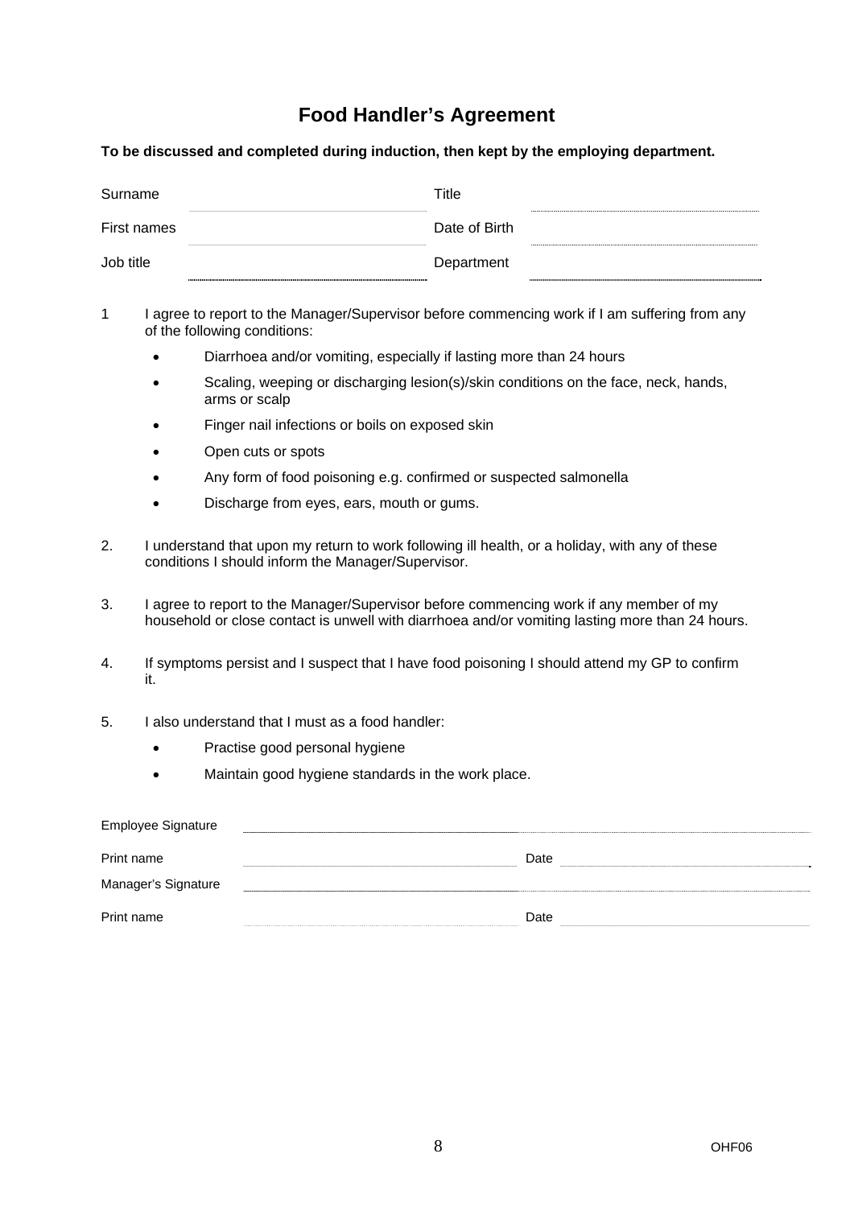# Food Handler's Agreement

**To be discussed and completed during induction, then kept by the employing department.**

| | | | |
|---|---|---|---|
| Surname | | Title | |
| First names | | Date of Birth | |
| Job title | | Department | |

1 I agree to report to the Manager/Supervisor before commencing work if I am suffering from any of the following conditions:

- Diarrhoea and/or vomiting, especially if lasting more than 24 hours
- Scaling, weeping or discharging lesion(s)/skin conditions on the face, neck, hands, arms or scalp
- Finger nail infections or boils on exposed skin
- Open cuts or spots
- Any form of food poisoning e.g. confirmed or suspected salmonella
- Discharge from eyes, ears, mouth or gums.

2. I understand that upon my return to work following ill health, or a holiday, with any of these conditions I should inform the Manager/Supervisor.

3. I agree to report to the Manager/Supervisor before commencing work if any member of my household or close contact is unwell with diarrhoea and/or vomiting lasting more than 24 hours.

4. If symptoms persist and I suspect that I have food poisoning I should attend my GP to confirm it.

5. I also understand that I must as a food handler:

- Practise good personal hygiene
- Maintain good hygiene standards in the work place.

Employee Signature ______________________________

Print name ______________________ Date ______________________

Manager's Signature ______________________________

Print name ______________________ Date ______________________

OHF06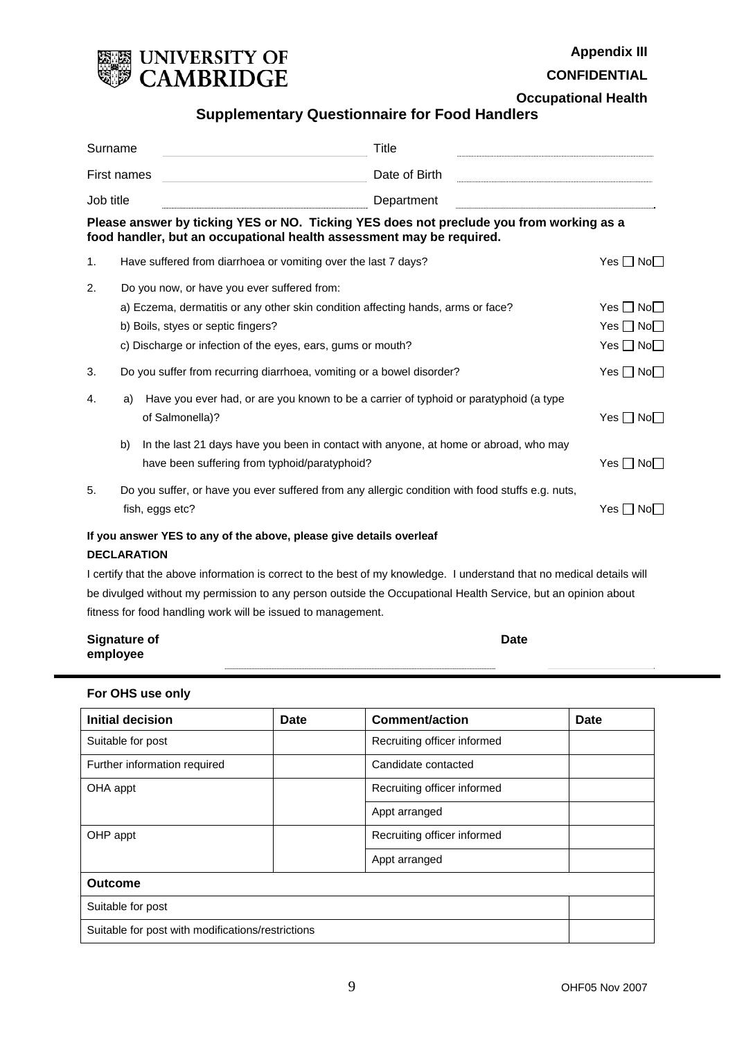**UNIVERSITY OF CAMBRIDGE**

**Appendix III**

**CONFIDENTIAL**

**Occupational Health**

## Supplementary Questionnaire for Food Handlers

Surname ______________________ Title ______________________

First names ______________________ Date of Birth ______________________

Job title ______________________ Department ______________________

**Please answer by ticking YES or NO. Ticking YES does not preclude you from working as a food handler, but an occupational health assessment may be required.**

1. Have suffered from diarrhoea or vomiting over the last 7 days? Yes ☐ No ☐

2. Do you now, or have you ever suffered from:
   - a) Eczema, dermatitis or any other skin condition affecting hands, arms or face? Yes ☐ No ☐
   - b) Boils, styes or septic fingers? Yes ☐ No ☐
   - c) Discharge or infection of the eyes, ears, gums or mouth? Yes ☐ No ☐

3. Do you suffer from recurring diarrhoea, vomiting or a bowel disorder? Yes ☐ No ☐

4. a) Have you ever had, or are you known to be a carrier of typhoid or paratyphoid (a type of Salmonella)? Yes ☐ No ☐

   b) In the last 21 days have you been in contact with anyone, at home or abroad, who may have been suffering from typhoid/paratyphoid? Yes ☐ No ☐

5. Do you suffer, or have you ever suffered from any allergic condition with food stuffs e.g. nuts, fish, eggs etc? Yes ☐ No ☐

**If you answer YES to any of the above, please give details overleaf**

**DECLARATION**

I certify that the above information is correct to the best of my knowledge. I understand that no medical details will be divulged without my permission to any person outside the Occupational Health Service, but an opinion about fitness for food handling work will be issued to management.

**Signature of employee** ______________________ **Date** ______________

---

**For OHS use only**

| Initial decision | Date | Comment/action | Date |
|---|---|---|---|
| Suitable for post | | Recruiting officer informed | |
| Further information required | | Candidate contacted | |
| OHA appt | | Recruiting officer informed | |
| | | Appt arranged | |
| OHP appt | | Recruiting officer informed | |
| | | Appt arranged | |
| **Outcome** | | | |
| Suitable for post | | | |
| Suitable for post with modifications/restrictions | | | |

OHF05 Nov 2007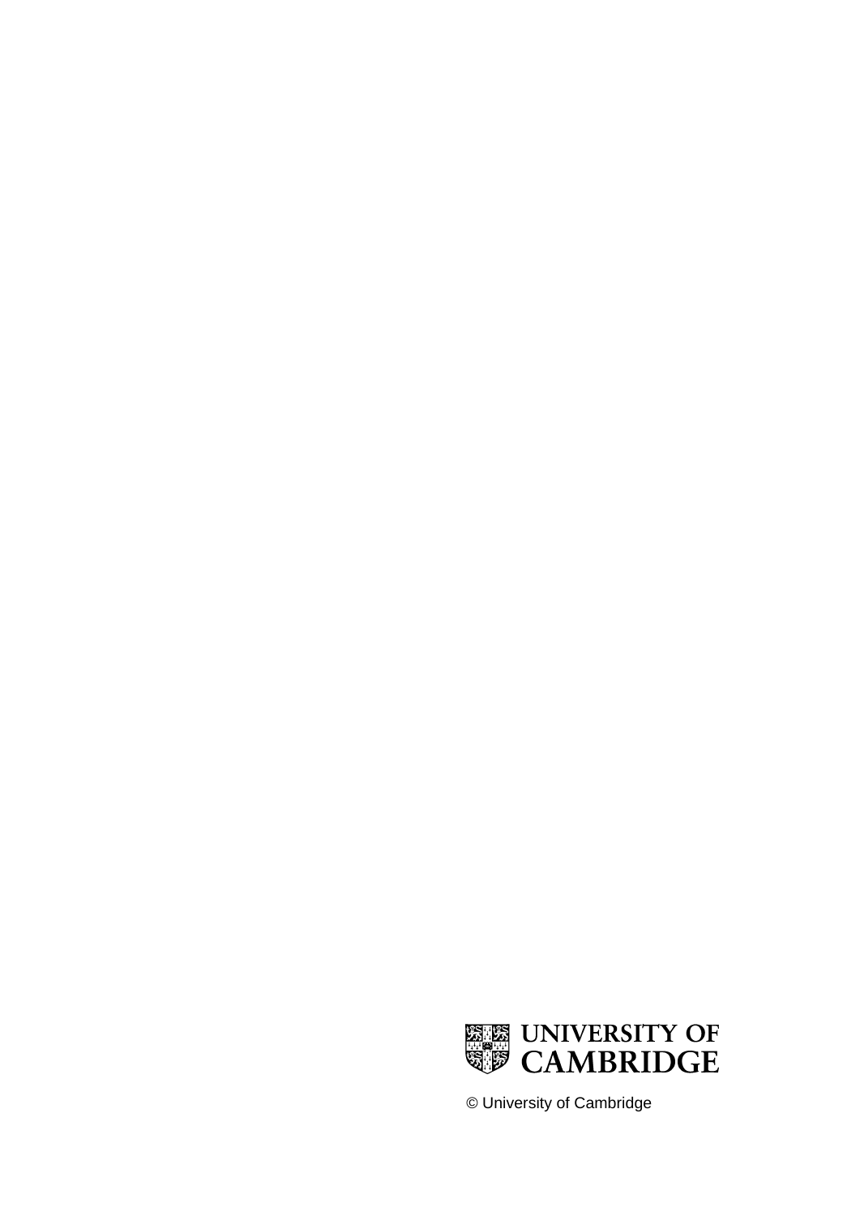UNIVERSITY OF CAMBRIDGE

© University of Cambridge